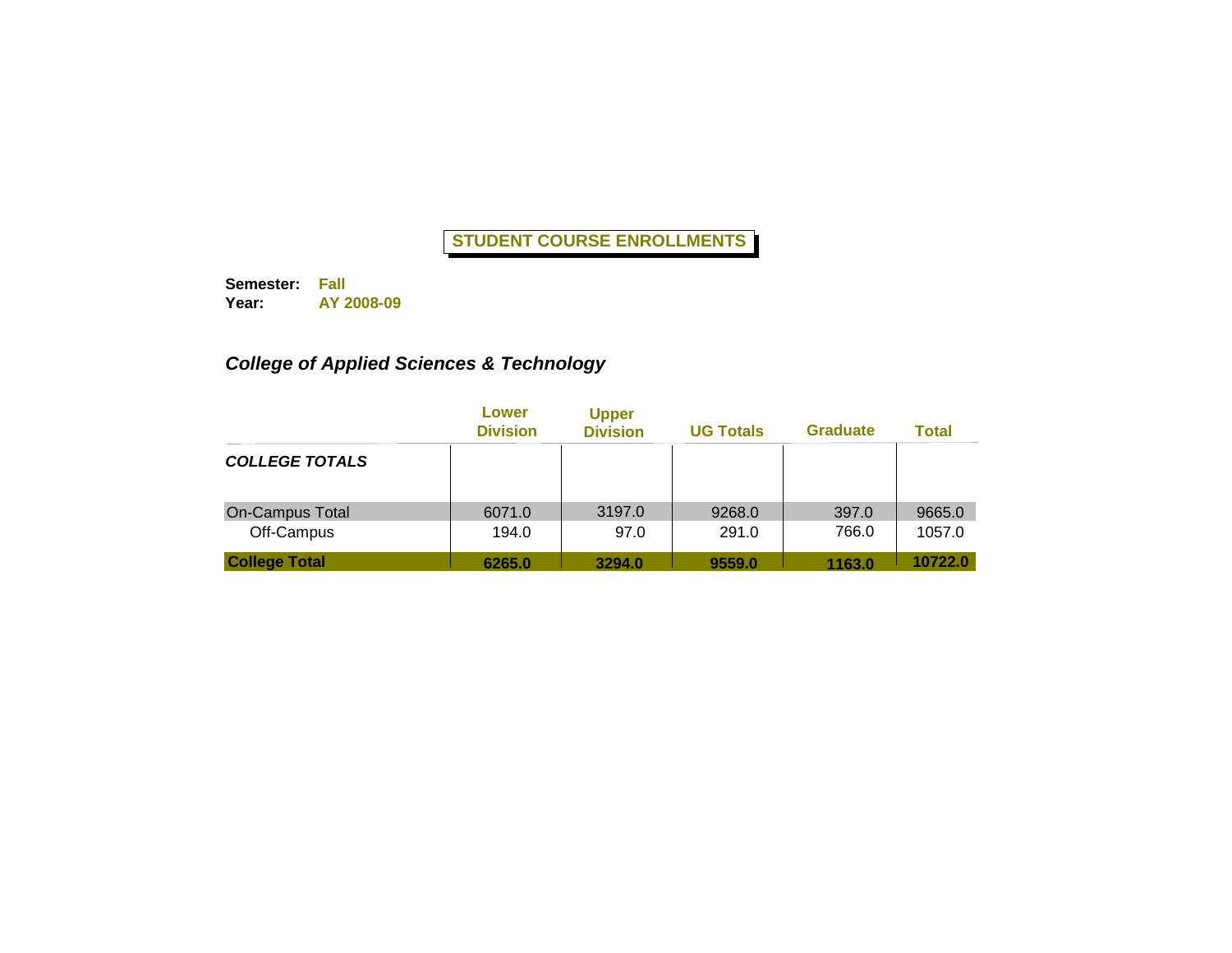# STUDENT COURSE ENROLLMENTS

**Semester:** **Fall**
**Year:** **AY 2008-09**

## *College of Applied Sciences & Technology*

| | Lower Division | Upper Division | UG Totals | Graduate | Total |
|---|---|---|---|---|---|
| ***COLLEGE TOTALS*** | | | | | |
| On-Campus Total | 6071.0 | 3197.0 | 9268.0 | 397.0 | 9665.0 |
| Off-Campus | 194.0 | 97.0 | 291.0 | 766.0 | 1057.0 |
| **College Total** | **6265.0** | **3294.0** | **9559.0** | **1163.0** | **10722.0** |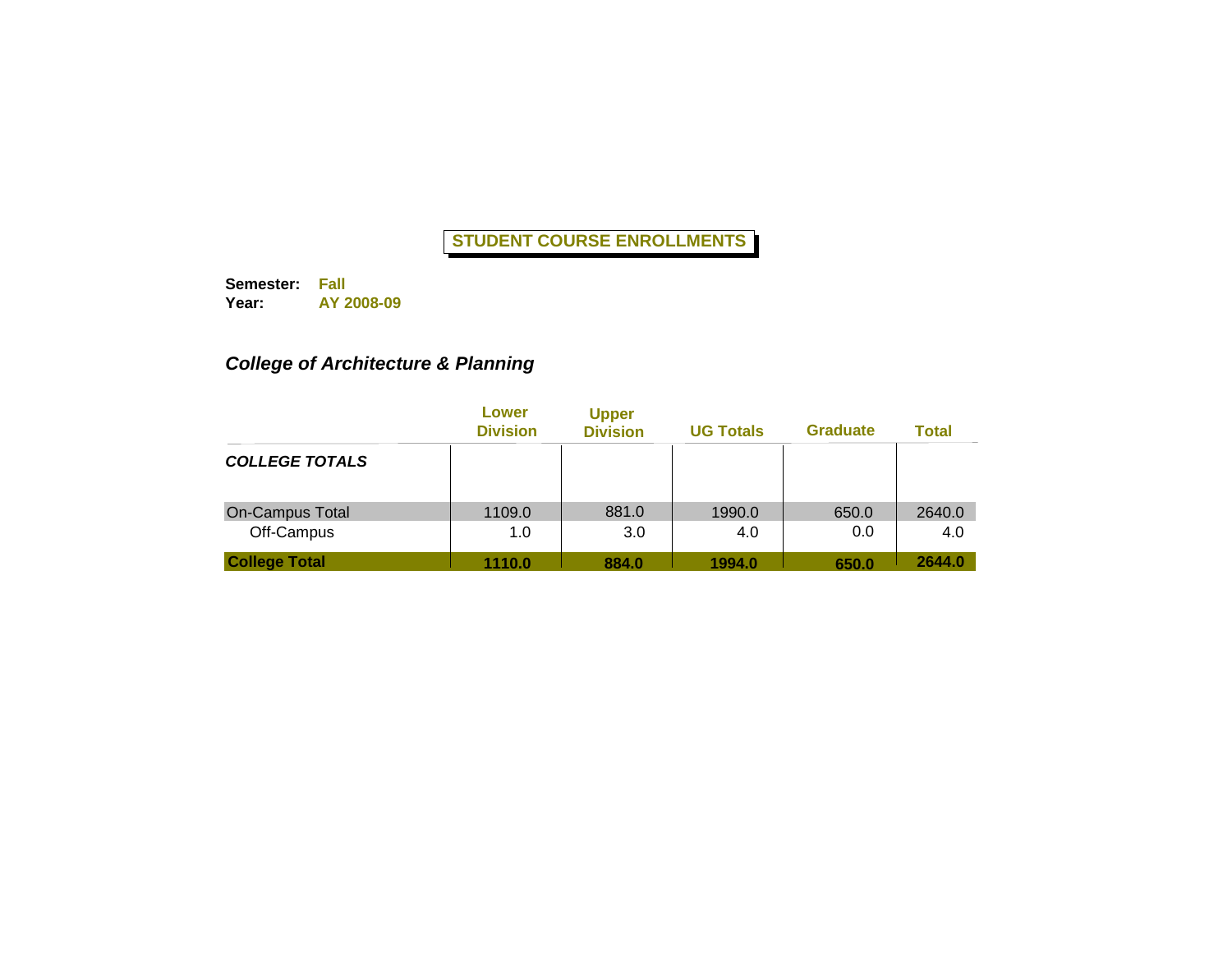# STUDENT COURSE ENROLLMENTS

**Semester:** **Fall**
**Year:** **AY 2008-09**

## *College of Architecture & Planning*

| | Lower Division | Upper Division | UG Totals | Graduate | Total |
|---|---|---|---|---|---|
| ***COLLEGE TOTALS*** | | | | | |
| On-Campus Total | 1109.0 | 881.0 | 1990.0 | 650.0 | 2640.0 |
| Off-Campus | 1.0 | 3.0 | 4.0 | 0.0 | 4.0 |
| **College Total** | **1110.0** | **884.0** | **1994.0** | **650.0** | **2644.0** |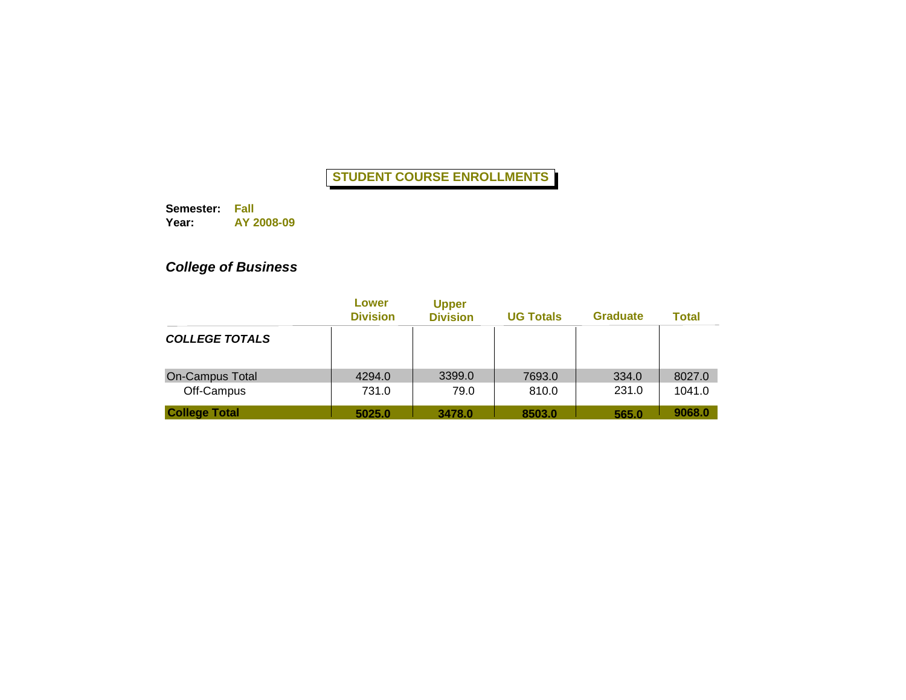**STUDENT COURSE ENROLLMENTS**

**Semester:** **Fall**
**Year:** **AY 2008-09**

***College of Business***

| | Lower Division | Upper Division | UG Totals | Graduate | Total |
|---|---|---|---|---|---|
| ***COLLEGE TOTALS*** | | | | | |
| On-Campus Total | 4294.0 | 3399.0 | 7693.0 | 334.0 | 8027.0 |
| Off-Campus | 731.0 | 79.0 | 810.0 | 231.0 | 1041.0 |
| **College Total** | **5025.0** | **3478.0** | **8503.0** | **565.0** | **9068.0** |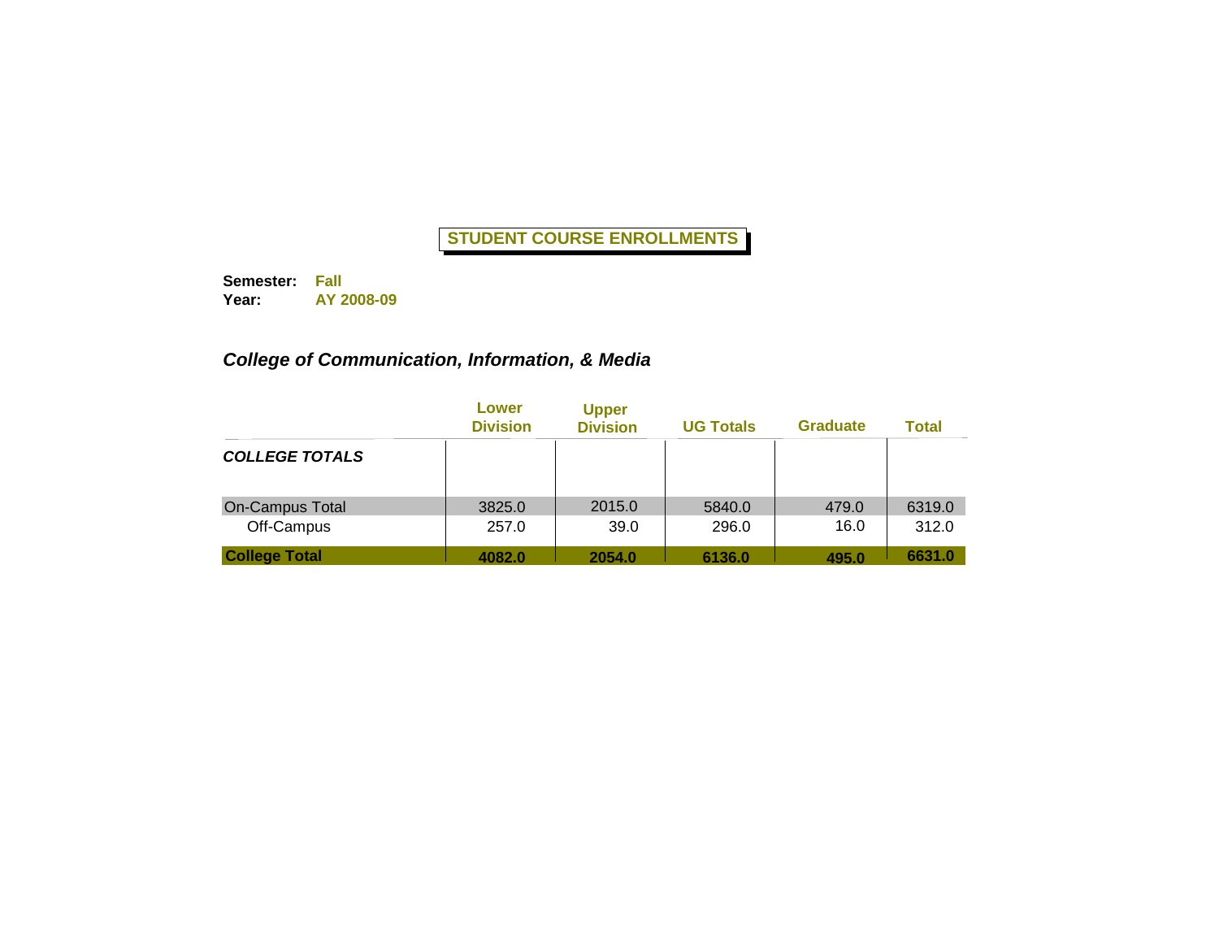**STUDENT COURSE ENROLLMENTS**

**Semester:** **Fall**
**Year:** **AY 2008-09**

### *College of Communication, Information, & Media*

| | Lower Division | Upper Division | UG Totals | Graduate | Total |
|---|---|---|---|---|---|
| ***COLLEGE TOTALS*** | | | | | |
| On-Campus Total | 3825.0 | 2015.0 | 5840.0 | 479.0 | 6319.0 |
| Off-Campus | 257.0 | 39.0 | 296.0 | 16.0 | 312.0 |
| **College Total** | **4082.0** | **2054.0** | **6136.0** | **495.0** | **6631.0** |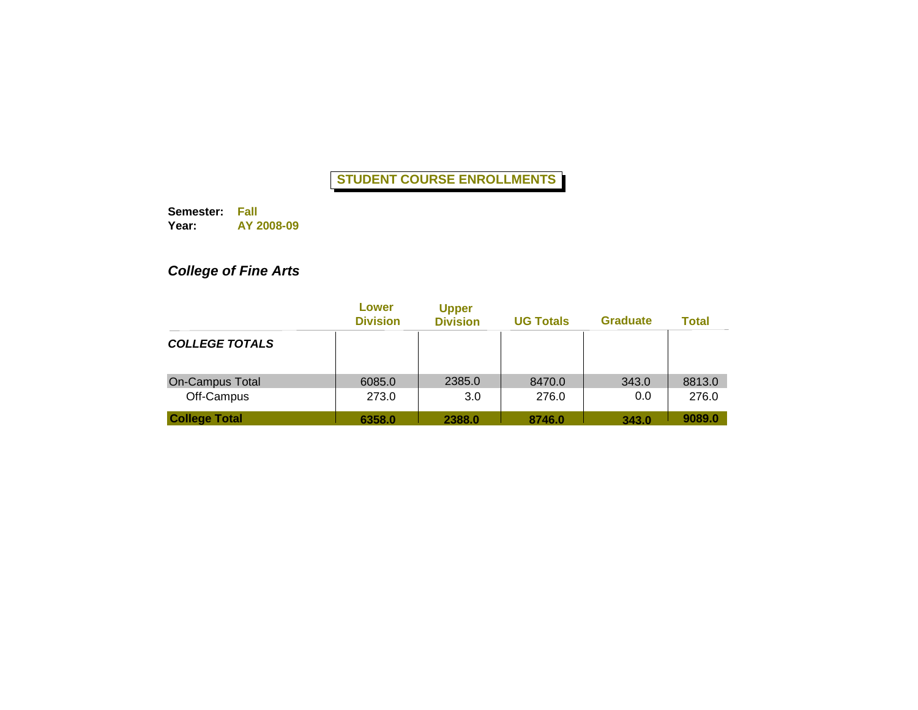**STUDENT COURSE ENROLLMENTS**

**Semester:** **Fall**
**Year:** **AY 2008-09**

### *College of Fine Arts*

| | Lower Division | Upper Division | UG Totals | Graduate | Total |
|---|---|---|---|---|---|
| ***COLLEGE TOTALS*** | | | | | |
| On-Campus Total | 6085.0 | 2385.0 | 8470.0 | 343.0 | 8813.0 |
| Off-Campus | 273.0 | 3.0 | 276.0 | 0.0 | 276.0 |
| **College Total** | **6358.0** | **2388.0** | **8746.0** | **343.0** | **9089.0** |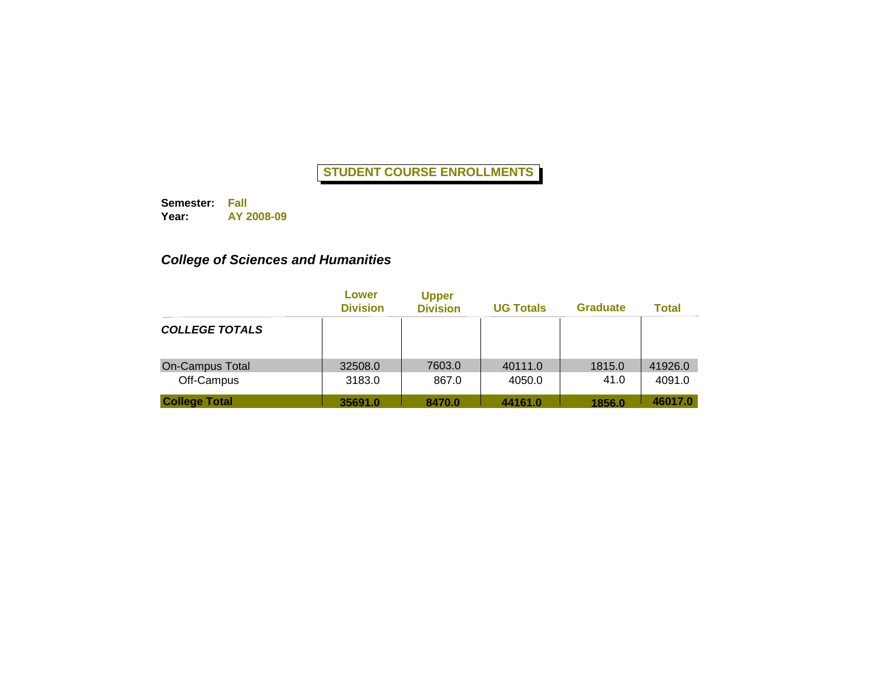# STUDENT COURSE ENROLLMENTS

**Semester:** **Fall**
**Year:** **AY 2008-09**

## *College of Sciences and Humanities*

| | Lower Division | Upper Division | UG Totals | Graduate | Total |
|---|---|---|---|---|---|
| ***COLLEGE TOTALS*** | | | | | |
| On-Campus Total | 32508.0 | 7603.0 | 40111.0 | 1815.0 | 41926.0 |
| Off-Campus | 3183.0 | 867.0 | 4050.0 | 41.0 | 4091.0 |
| **College Total** | **35691.0** | **8470.0** | **44161.0** | **1856.0** | **46017.0** |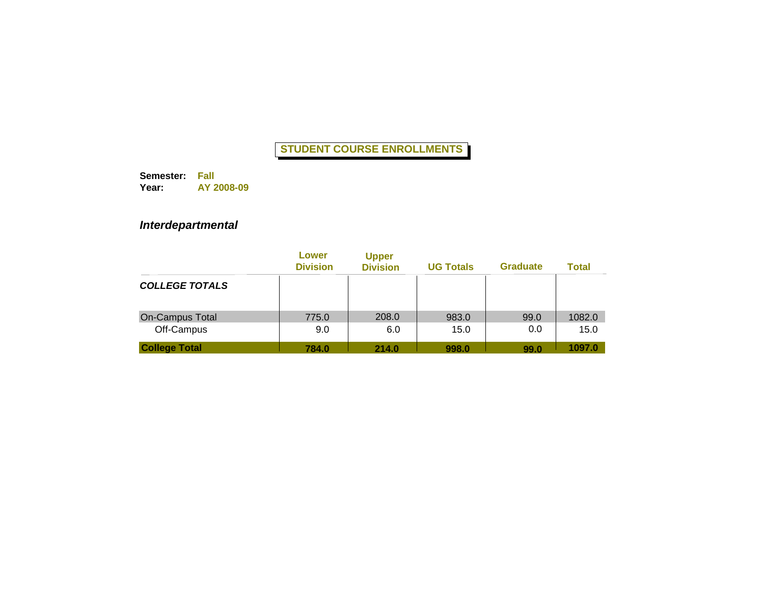# STUDENT COURSE ENROLLMENTS

**Semester:** **Fall**
**Year:** **AY 2008-09**

## *Interdepartmental*

| | Lower Division | Upper Division | UG Totals | Graduate | Total |
|---|---|---|---|---|---|
| ***COLLEGE TOTALS*** | | | | | |
| On-Campus Total | 775.0 | 208.0 | 983.0 | 99.0 | 1082.0 |
| Off-Campus | 9.0 | 6.0 | 15.0 | 0.0 | 15.0 |
| **College Total** | **784.0** | **214.0** | **998.0** | **99.0** | **1097.0** |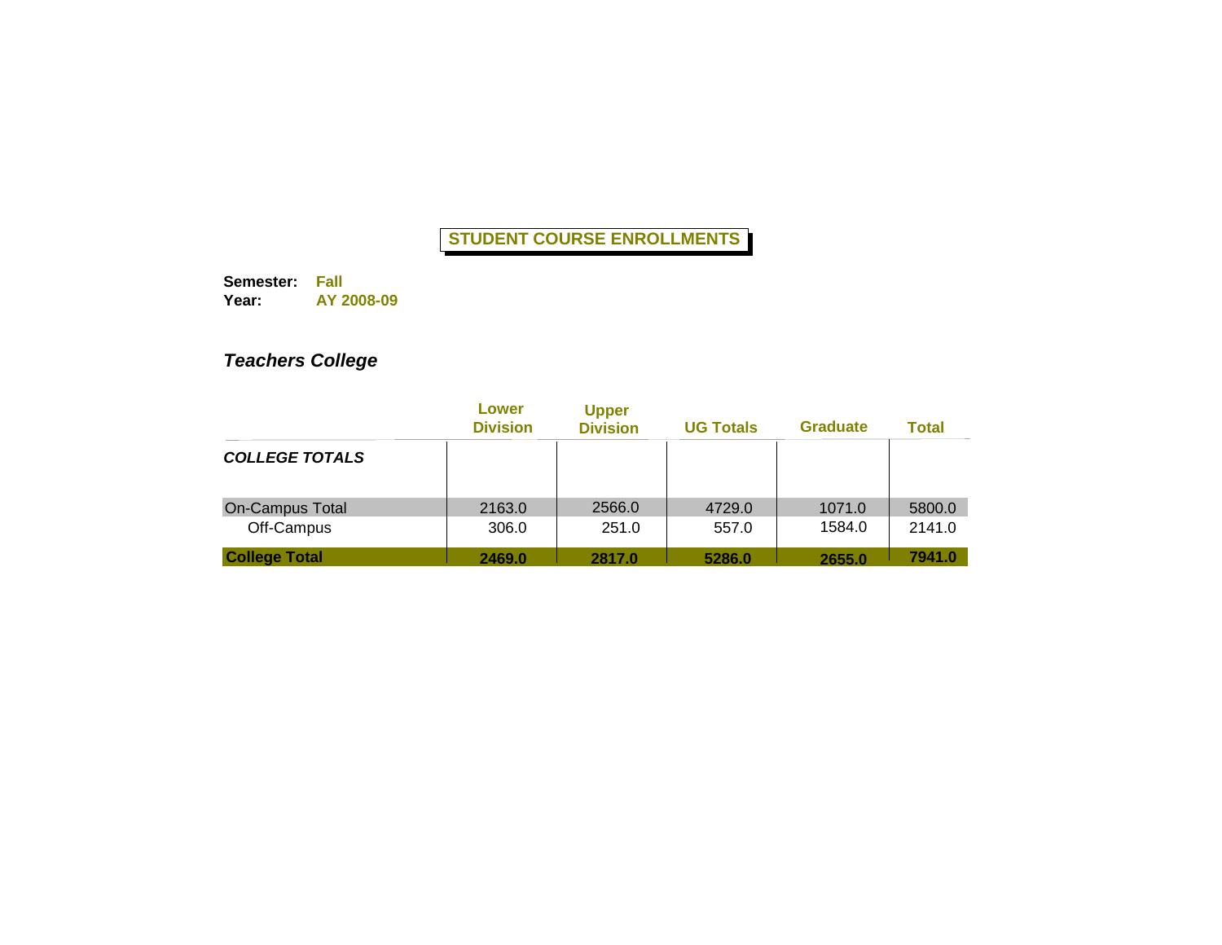**STUDENT COURSE ENROLLMENTS**

**Semester:** **Fall**
**Year:** **AY 2008-09**

### *Teachers College*

| | Lower Division | Upper Division | UG Totals | Graduate | Total |
|---|---|---|---|---|---|
| ***COLLEGE TOTALS*** | | | | | |
| On-Campus Total | 2163.0 | 2566.0 | 4729.0 | 1071.0 | 5800.0 |
| Off-Campus | 306.0 | 251.0 | 557.0 | 1584.0 | 2141.0 |
| **College Total** | **2469.0** | **2817.0** | **5286.0** | **2655.0** | **7941.0** |